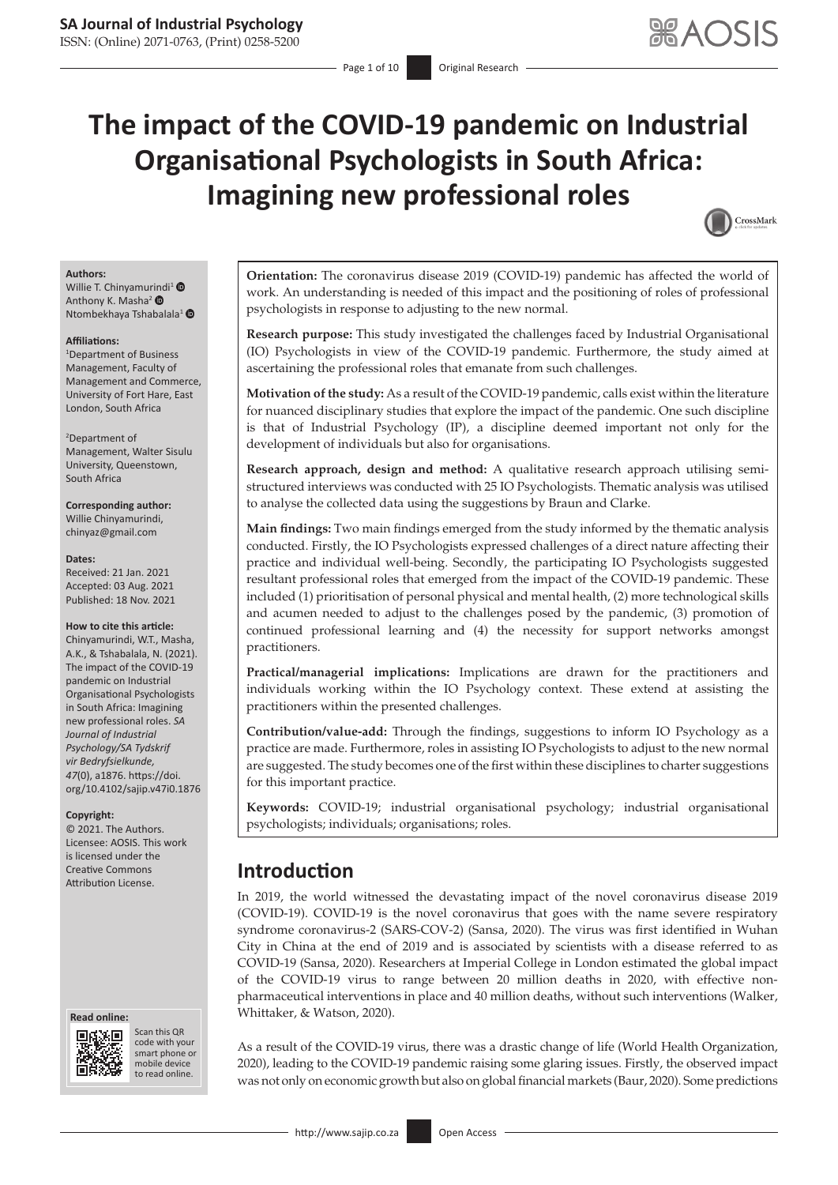# The impact of the COVID-19 pandemic on Industrial Organisational Psychologists in South Africa: Imagining new professional roles

**Authors:**
Willie T. Chinyamurindi[1]
Anthony K. Masha[2]
Ntombekhaya Tshabalala[1]

**Affiliations:**
[1]Department of Business Management, Faculty of Management and Commerce, University of Fort Hare, East London, South Africa

[2]Department of Management, Walter Sisulu University, Queenstown, South Africa

**Corresponding author:**
Willie Chinyamurindi,
chinyaz@gmail.com

**Dates:**
Received: 21 Jan. 2021
Accepted: 03 Aug. 2021
Published: 18 Nov. 2021

**How to cite this article:**
Chinyamurindi, W.T., Masha, A.K., & Tshabalala, N. (2021). The impact of the COVID-19 pandemic on Industrial Organisational Psychologists in South Africa: Imagining new professional roles. *SA Journal of Industrial Psychology/SA Tydskrif vir Bedryfsielkunde, 47*(0), a1876. https://doi.org/10.4102/sajip.v47i0.1876

**Copyright:**
© 2021. The Authors. Licensee: AOSIS. This work is licensed under the Creative Commons Attribution License.

**Orientation:** The coronavirus disease 2019 (COVID-19) pandemic has affected the world of work. An understanding is needed of this impact and the positioning of roles of professional psychologists in response to adjusting to the new normal.

**Research purpose:** This study investigated the challenges faced by Industrial Organisational (IO) Psychologists in view of the COVID-19 pandemic. Furthermore, the study aimed at ascertaining the professional roles that emanate from such challenges.

**Motivation of the study:** As a result of the COVID-19 pandemic, calls exist within the literature for nuanced disciplinary studies that explore the impact of the pandemic. One such discipline is that of Industrial Psychology (IP), a discipline deemed important not only for the development of individuals but also for organisations.

**Research approach, design and method:** A qualitative research approach utilising semi-structured interviews was conducted with 25 IO Psychologists. Thematic analysis was utilised to analyse the collected data using the suggestions by Braun and Clarke.

**Main findings:** Two main findings emerged from the study informed by the thematic analysis conducted. Firstly, the IO Psychologists expressed challenges of a direct nature affecting their practice and individual well-being. Secondly, the participating IO Psychologists suggested resultant professional roles that emerged from the impact of the COVID-19 pandemic. These included (1) prioritisation of personal physical and mental health, (2) more technological skills and acumen needed to adjust to the challenges posed by the pandemic, (3) promotion of continued professional learning and (4) the necessity for support networks amongst practitioners.

**Practical/managerial implications:** Implications are drawn for the practitioners and individuals working within the IO Psychology context. These extend at assisting the practitioners within the presented challenges.

**Contribution/value-add:** Through the findings, suggestions to inform IO Psychology as a practice are made. Furthermore, roles in assisting IO Psychologists to adjust to the new normal are suggested. The study becomes one of the first within these disciplines to charter suggestions for this important practice.

**Keywords:** COVID-19; industrial organisational psychology; industrial organisational psychologists; individuals; organisations; roles.

## Introduction

In 2019, the world witnessed the devastating impact of the novel coronavirus disease 2019 (COVID-19). COVID-19 is the novel coronavirus that goes with the name severe respiratory syndrome coronavirus-2 (SARS-COV-2) (Sansa, 2020). The virus was first identified in Wuhan City in China at the end of 2019 and is associated by scientists with a disease referred to as COVID-19 (Sansa, 2020). Researchers at Imperial College in London estimated the global impact of the COVID-19 virus to range between 20 million deaths in 2020, with effective non-pharmaceutical interventions in place and 40 million deaths, without such interventions (Walker, Whittaker, & Watson, 2020).

As a result of the COVID-19 virus, there was a drastic change of life (World Health Organization, 2020), leading to the COVID-19 pandemic raising some glaring issues. Firstly, the observed impact was not only on economic growth but also on global financial markets (Baur, 2020). Some predictions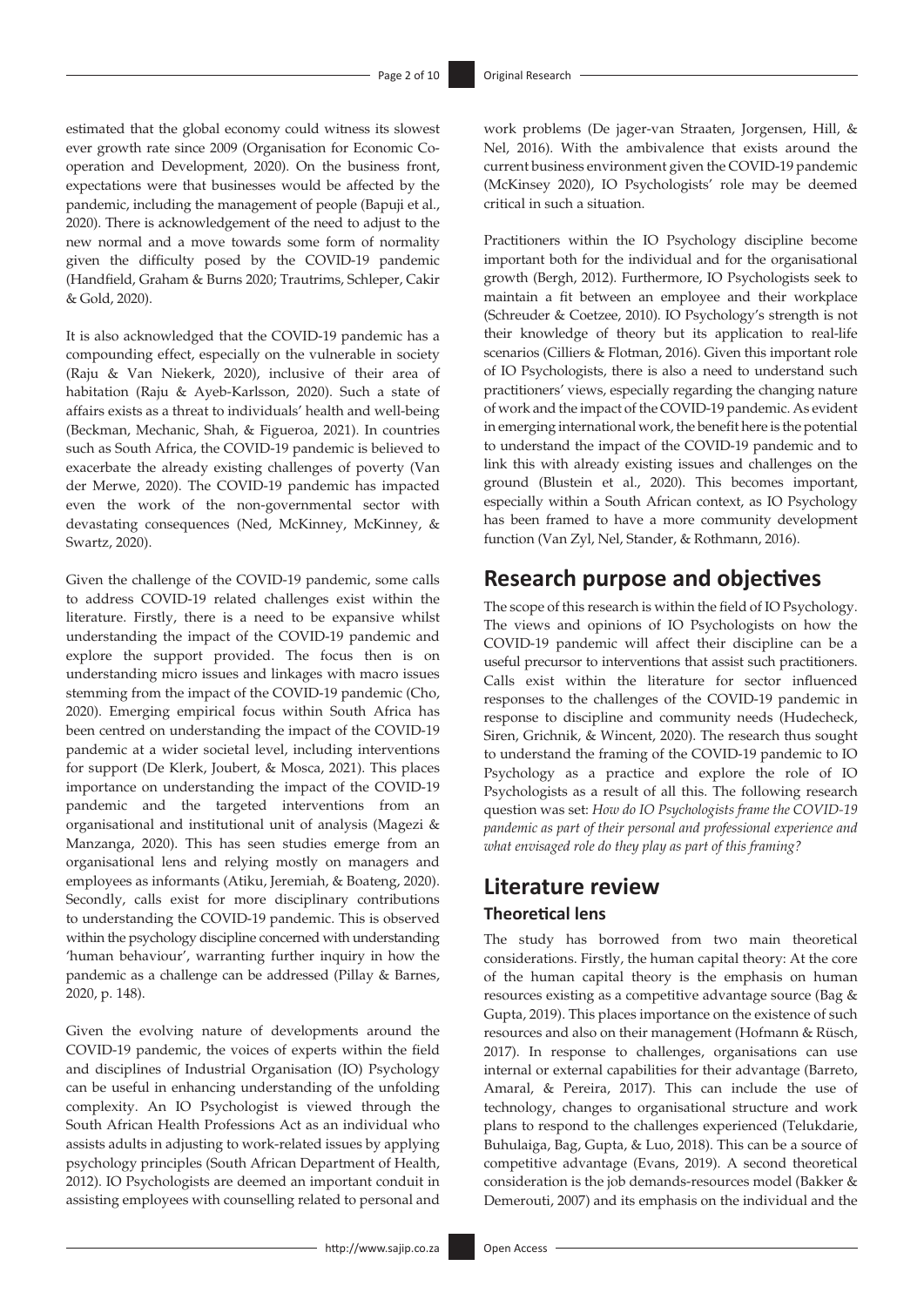estimated that the global economy could witness its slowest ever growth rate since 2009 (Organisation for Economic Co-operation and Development, 2020). On the business front, expectations were that businesses would be affected by the pandemic, including the management of people (Bapuji et al., 2020). There is acknowledgement of the need to adjust to the new normal and a move towards some form of normality given the difficulty posed by the COVID-19 pandemic (Handfield, Graham & Burns 2020; Trautrims, Schleper, Cakir & Gold, 2020).

It is also acknowledged that the COVID-19 pandemic has a compounding effect, especially on the vulnerable in society (Raju & Van Niekerk, 2020), inclusive of their area of habitation (Raju & Ayeb-Karlsson, 2020). Such a state of affairs exists as a threat to individuals' health and well-being (Beckman, Mechanic, Shah, & Figueroa, 2021). In countries such as South Africa, the COVID-19 pandemic is believed to exacerbate the already existing challenges of poverty (Van der Merwe, 2020). The COVID-19 pandemic has impacted even the work of the non-governmental sector with devastating consequences (Ned, McKinney, McKinney, & Swartz, 2020).

Given the challenge of the COVID-19 pandemic, some calls to address COVID-19 related challenges exist within the literature. Firstly, there is a need to be expansive whilst understanding the impact of the COVID-19 pandemic and explore the support provided. The focus then is on understanding micro issues and linkages with macro issues stemming from the impact of the COVID-19 pandemic (Cho, 2020). Emerging empirical focus within South Africa has been centred on understanding the impact of the COVID-19 pandemic at a wider societal level, including interventions for support (De Klerk, Joubert, & Mosca, 2021). This places importance on understanding the impact of the COVID-19 pandemic and the targeted interventions from an organisational and institutional unit of analysis (Magezi & Manzanga, 2020). This has seen studies emerge from an organisational lens and relying mostly on managers and employees as informants (Atiku, Jeremiah, & Boateng, 2020). Secondly, calls exist for more disciplinary contributions to understanding the COVID-19 pandemic. This is observed within the psychology discipline concerned with understanding 'human behaviour', warranting further inquiry in how the pandemic as a challenge can be addressed (Pillay & Barnes, 2020, p. 148).

Given the evolving nature of developments around the COVID-19 pandemic, the voices of experts within the field and disciplines of Industrial Organisation (IO) Psychology can be useful in enhancing understanding of the unfolding complexity. An IO Psychologist is viewed through the South African Health Professions Act as an individual who assists adults in adjusting to work-related issues by applying psychology principles (South African Department of Health, 2012). IO Psychologists are deemed an important conduit in assisting employees with counselling related to personal and work problems (De jager-van Straaten, Jorgensen, Hill, & Nel, 2016). With the ambivalence that exists around the current business environment given the COVID-19 pandemic (McKinsey 2020), IO Psychologists' role may be deemed critical in such a situation.

Practitioners within the IO Psychology discipline become important both for the individual and for the organisational growth (Bergh, 2012). Furthermore, IO Psychologists seek to maintain a fit between an employee and their workplace (Schreuder & Coetzee, 2010). IO Psychology's strength is not their knowledge of theory but its application to real-life scenarios (Cilliers & Flotman, 2016). Given this important role of IO Psychologists, there is also a need to understand such practitioners' views, especially regarding the changing nature of work and the impact of the COVID-19 pandemic. As evident in emerging international work, the benefit here is the potential to understand the impact of the COVID-19 pandemic and to link this with already existing issues and challenges on the ground (Blustein et al., 2020). This becomes important, especially within a South African context, as IO Psychology has been framed to have a more community development function (Van Zyl, Nel, Stander, & Rothmann, 2016).

## Research purpose and objectives

The scope of this research is within the field of IO Psychology. The views and opinions of IO Psychologists on how the COVID-19 pandemic will affect their discipline can be a useful precursor to interventions that assist such practitioners. Calls exist within the literature for sector influenced responses to the challenges of the COVID-19 pandemic in response to discipline and community needs (Hudecheck, Siren, Grichnik, & Wincent, 2020). The research thus sought to understand the framing of the COVID-19 pandemic to IO Psychology as a practice and explore the role of IO Psychologists as a result of all this. The following research question was set: *How do IO Psychologists frame the COVID-19 pandemic as part of their personal and professional experience and what envisaged role do they play as part of this framing?*

## Literature review

### Theoretical lens

The study has borrowed from two main theoretical considerations. Firstly, the human capital theory: At the core of the human capital theory is the emphasis on human resources existing as a competitive advantage source (Bag & Gupta, 2019). This places importance on the existence of such resources and also on their management (Hofmann & Rüsch, 2017). In response to challenges, organisations can use internal or external capabilities for their advantage (Barreto, Amaral, & Pereira, 2017). This can include the use of technology, changes to organisational structure and work plans to respond to the challenges experienced (Telukdarie, Buhulaiga, Bag, Gupta, & Luo, 2018). This can be a source of competitive advantage (Evans, 2019). A second theoretical consideration is the job demands-resources model (Bakker & Demerouti, 2007) and its emphasis on the individual and the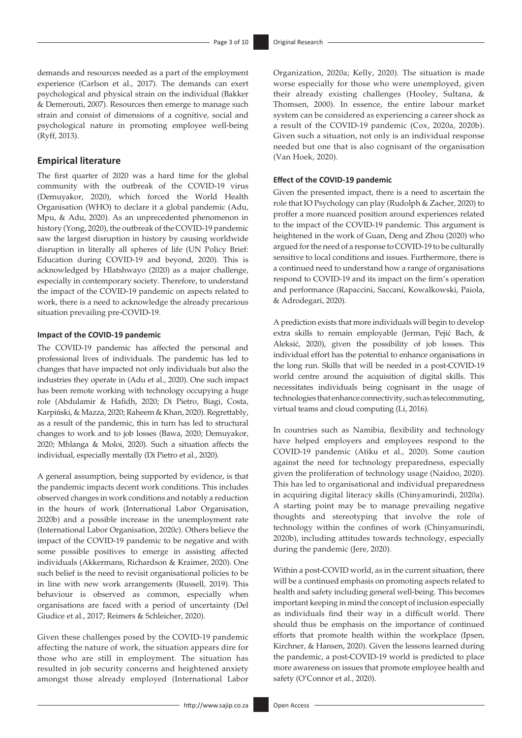demands and resources needed as a part of the employment experience (Carlson et al., 2017). The demands can exert psychological and physical strain on the individual (Bakker & Demerouti, 2007). Resources then emerge to manage such strain and consist of dimensions of a cognitive, social and psychological nature in promoting employee well-being (Ryff, 2013).

## Empirical literature

The first quarter of 2020 was a hard time for the global community with the outbreak of the COVID-19 virus (Demuyakor, 2020), which forced the World Health Organisation (WHO) to declare it a global pandemic (Adu, Mpu, & Adu, 2020). As an unprecedented phenomenon in history (Yong, 2020), the outbreak of the COVID-19 pandemic saw the largest disruption in history by causing worldwide disruption in literally all spheres of life (UN Policy Brief: Education during COVID-19 and beyond, 2020). This is acknowledged by Hlatshwayo (2020) as a major challenge, especially in contemporary society. Therefore, to understand the impact of the COVID-19 pandemic on aspects related to work, there is a need to acknowledge the already precarious situation prevailing pre-COVID-19.

### Impact of the COVID-19 pandemic

The COVID-19 pandemic has affected the personal and professional lives of individuals. The pandemic has led to changes that have impacted not only individuals but also the industries they operate in (Adu et al., 2020). One such impact has been remote working with technology occupying a huge role (Abdulamir & Hafidh, 2020; Di Pietro, Biagi, Costa, Karpiński, & Mazza, 2020; Raheem & Khan, 2020). Regrettably, as a result of the pandemic, this in turn has led to structural changes to work and to job losses (Bawa, 2020; Demuyakor, 2020; Mhlanga & Moloi, 2020). Such a situation affects the individual, especially mentally (Di Pietro et al., 2020).

A general assumption, being supported by evidence, is that the pandemic impacts decent work conditions. This includes observed changes in work conditions and notably a reduction in the hours of work (International Labor Organisation, 2020b) and a possible increase in the unemployment rate (International Labor Organisation, 2020c). Others believe the impact of the COVID-19 pandemic to be negative and with some possible positives to emerge in assisting affected individuals (Akkermans, Richardson & Kraimer, 2020). One such belief is the need to revisit organisational policies to be in line with new work arrangements (Russell, 2019). This behaviour is observed as common, especially when organisations are faced with a period of uncertainty (Del Giudice et al., 2017; Reimers & Schleicher, 2020).

Given these challenges posed by the COVID-19 pandemic affecting the nature of work, the situation appears dire for those who are still in employment. The situation has resulted in job security concerns and heightened anxiety amongst those already employed (International Labor Organization, 2020a; Kelly, 2020). The situation is made worse especially for those who were unemployed, given their already existing challenges (Hooley, Sultana, & Thomsen, 2000). In essence, the entire labour market system can be considered as experiencing a career shock as a result of the COVID-19 pandemic (Cox, 2020a, 2020b). Given such a situation, not only is an individual response needed but one that is also cognisant of the organisation (Van Hoek, 2020).

### Effect of the COVID-19 pandemic

Given the presented impact, there is a need to ascertain the role that IO Psychology can play (Rudolph & Zacher, 2020) to proffer a more nuanced position around experiences related to the impact of the COVID-19 pandemic. This argument is heightened in the work of Guan, Deng and Zhou (2020) who argued for the need of a response to COVID-19 to be culturally sensitive to local conditions and issues. Furthermore, there is a continued need to understand how a range of organisations respond to COVID-19 and its impact on the firm's operation and performance (Rapaccini, Saccani, Kowalkowski, Paiola, & Adrodegari, 2020).

A prediction exists that more individuals will begin to develop extra skills to remain employable (Jerman, Pejić Bach, & Aleksić, 2020), given the possibility of job losses. This individual effort has the potential to enhance organisations in the long run. Skills that will be needed in a post-COVID-19 world centre around the acquisition of digital skills. This necessitates individuals being cognisant in the usage of technologies that enhance connectivity, such as telecommuting, virtual teams and cloud computing (Li, 2016).

In countries such as Namibia, flexibility and technology have helped employers and employees respond to the COVID-19 pandemic (Atiku et al., 2020). Some caution against the need for technology preparedness, especially given the proliferation of technology usage (Naidoo, 2020). This has led to organisational and individual preparedness in acquiring digital literacy skills (Chinyamurindi, 2020a). A starting point may be to manage prevailing negative thoughts and stereotyping that involve the role of technology within the confines of work (Chinyamurindi, 2020b), including attitudes towards technology, especially during the pandemic (Jere, 2020).

Within a post-COVID world, as in the current situation, there will be a continued emphasis on promoting aspects related to health and safety including general well-being. This becomes important keeping in mind the concept of inclusion especially as individuals find their way in a difficult world. There should thus be emphasis on the importance of continued efforts that promote health within the workplace (Ipsen, Kirchner, & Hansen, 2020). Given the lessons learned during the pandemic, a post-COVID-19 world is predicted to place more awareness on issues that promote employee health and safety (O'Connor et al., 2020).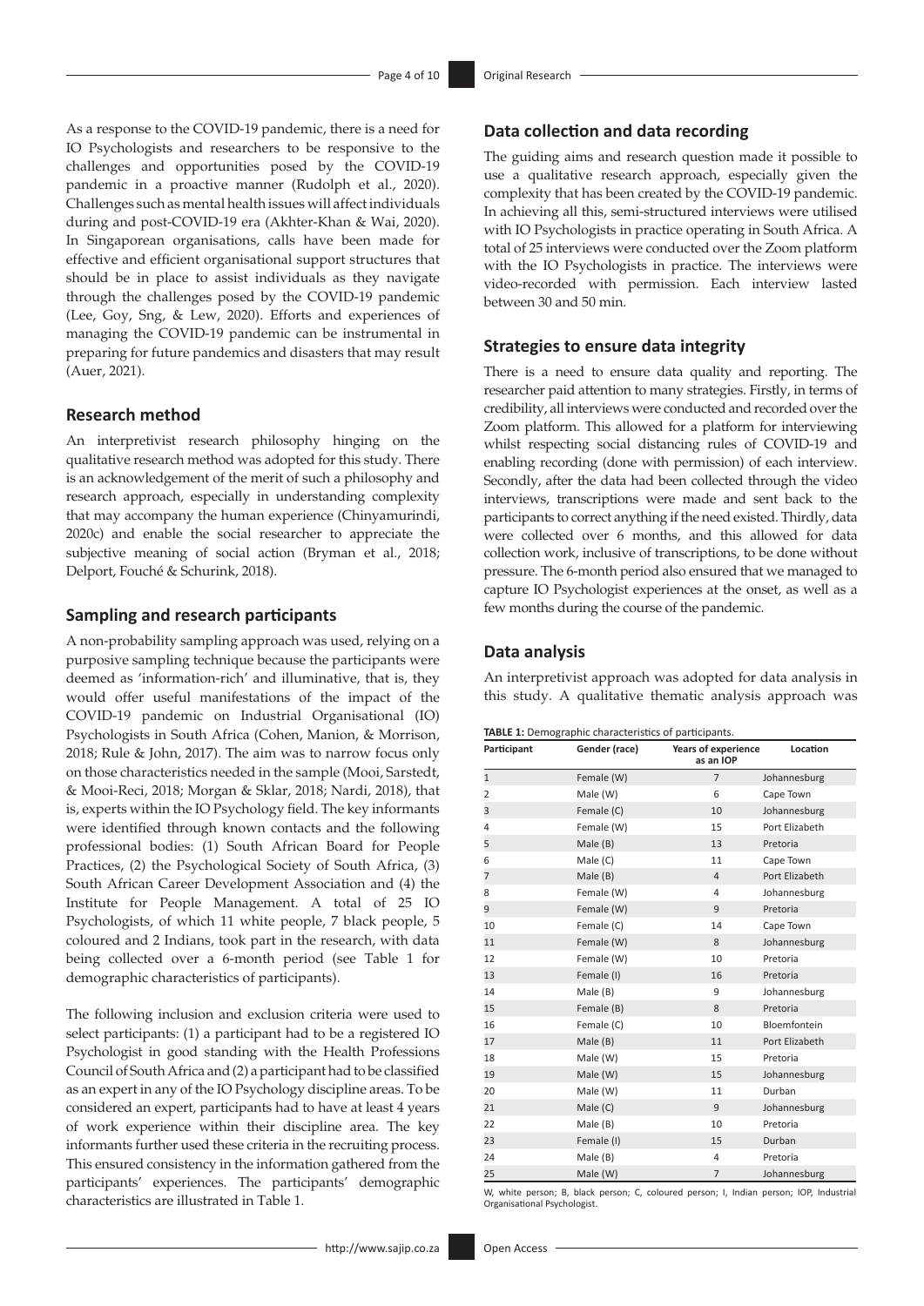As a response to the COVID-19 pandemic, there is a need for IO Psychologists and researchers to be responsive to the challenges and opportunities posed by the COVID-19 pandemic in a proactive manner (Rudolph et al., 2020). Challenges such as mental health issues will affect individuals during and post-COVID-19 era (Akhter-Khan & Wai, 2020). In Singaporean organisations, calls have been made for effective and efficient organisational support structures that should be in place to assist individuals as they navigate through the challenges posed by the COVID-19 pandemic (Lee, Goy, Sng, & Lew, 2020). Efforts and experiences of managing the COVID-19 pandemic can be instrumental in preparing for future pandemics and disasters that may result (Auer, 2021).

## Research method

An interpretivist research philosophy hinging on the qualitative research method was adopted for this study. There is an acknowledgement of the merit of such a philosophy and research approach, especially in understanding complexity that may accompany the human experience (Chinyamurindi, 2020c) and enable the social researcher to appreciate the subjective meaning of social action (Bryman et al., 2018; Delport, Fouché & Schurink, 2018).

### Sampling and research participants

A non-probability sampling approach was used, relying on a purposive sampling technique because the participants were deemed as 'information-rich' and illuminative, that is, they would offer useful manifestations of the impact of the COVID-19 pandemic on Industrial Organisational (IO) Psychologists in South Africa (Cohen, Manion, & Morrison, 2018; Rule & John, 2017). The aim was to narrow focus only on those characteristics needed in the sample (Mooi, Sarstedt, & Mooi-Reci, 2018; Morgan & Sklar, 2018; Nardi, 2018), that is, experts within the IO Psychology field. The key informants were identified through known contacts and the following professional bodies: (1) South African Board for People Practices, (2) the Psychological Society of South Africa, (3) South African Career Development Association and (4) the Institute for People Management. A total of 25 IO Psychologists, of which 11 white people, 7 black people, 5 coloured and 2 Indians, took part in the research, with data being collected over a 6-month period (see Table 1 for demographic characteristics of participants).

The following inclusion and exclusion criteria were used to select participants: (1) a participant had to be a registered IO Psychologist in good standing with the Health Professions Council of South Africa and (2) a participant had to be classified as an expert in any of the IO Psychology discipline areas. To be considered an expert, participants had to have at least 4 years of work experience within their discipline area. The key informants further used these criteria in the recruiting process. This ensured consistency in the information gathered from the participants' experiences. The participants' demographic characteristics are illustrated in Table 1.

### Data collection and data recording

The guiding aims and research question made it possible to use a qualitative research approach, especially given the complexity that has been created by the COVID-19 pandemic. In achieving all this, semi-structured interviews were utilised with IO Psychologists in practice operating in South Africa. A total of 25 interviews were conducted over the Zoom platform with the IO Psychologists in practice. The interviews were video-recorded with permission. Each interview lasted between 30 and 50 min.

### Strategies to ensure data integrity

There is a need to ensure data quality and reporting. The researcher paid attention to many strategies. Firstly, in terms of credibility, all interviews were conducted and recorded over the Zoom platform. This allowed for a platform for interviewing whilst respecting social distancing rules of COVID-19 and enabling recording (done with permission) of each interview. Secondly, after the data had been collected through the video interviews, transcriptions were made and sent back to the participants to correct anything if the need existed. Thirdly, data were collected over 6 months, and this allowed for data collection work, inclusive of transcriptions, to be done without pressure. The 6-month period also ensured that we managed to capture IO Psychologist experiences at the onset, as well as a few months during the course of the pandemic.

### Data analysis

An interpretivist approach was adopted for data analysis in this study. A qualitative thematic analysis approach was

**TABLE 1:** Demographic characteristics of participants.

| Participant | Gender (race) | Years of experience as an IOP | Location |
|---|---|---|---|
| 1 | Female (W) | 7 | Johannesburg |
| 2 | Male (W) | 6 | Cape Town |
| 3 | Female (C) | 10 | Johannesburg |
| 4 | Female (W) | 15 | Port Elizabeth |
| 5 | Male (B) | 13 | Pretoria |
| 6 | Male (C) | 11 | Cape Town |
| 7 | Male (B) | 4 | Port Elizabeth |
| 8 | Female (W) | 4 | Johannesburg |
| 9 | Female (W) | 9 | Pretoria |
| 10 | Female (C) | 14 | Cape Town |
| 11 | Female (W) | 8 | Johannesburg |
| 12 | Female (W) | 10 | Pretoria |
| 13 | Female (I) | 16 | Pretoria |
| 14 | Male (B) | 9 | Johannesburg |
| 15 | Female (B) | 8 | Pretoria |
| 16 | Female (C) | 10 | Bloemfontein |
| 17 | Male (B) | 11 | Port Elizabeth |
| 18 | Male (W) | 15 | Pretoria |
| 19 | Male (W) | 15 | Johannesburg |
| 20 | Male (W) | 11 | Durban |
| 21 | Male (C) | 9 | Johannesburg |
| 22 | Male (B) | 10 | Pretoria |
| 23 | Female (I) | 15 | Durban |
| 24 | Male (B) | 4 | Pretoria |
| 25 | Male (W) | 7 | Johannesburg |

W, white person; B, black person; C, coloured person; I, Indian person; IOP, Industrial Organisational Psychologist.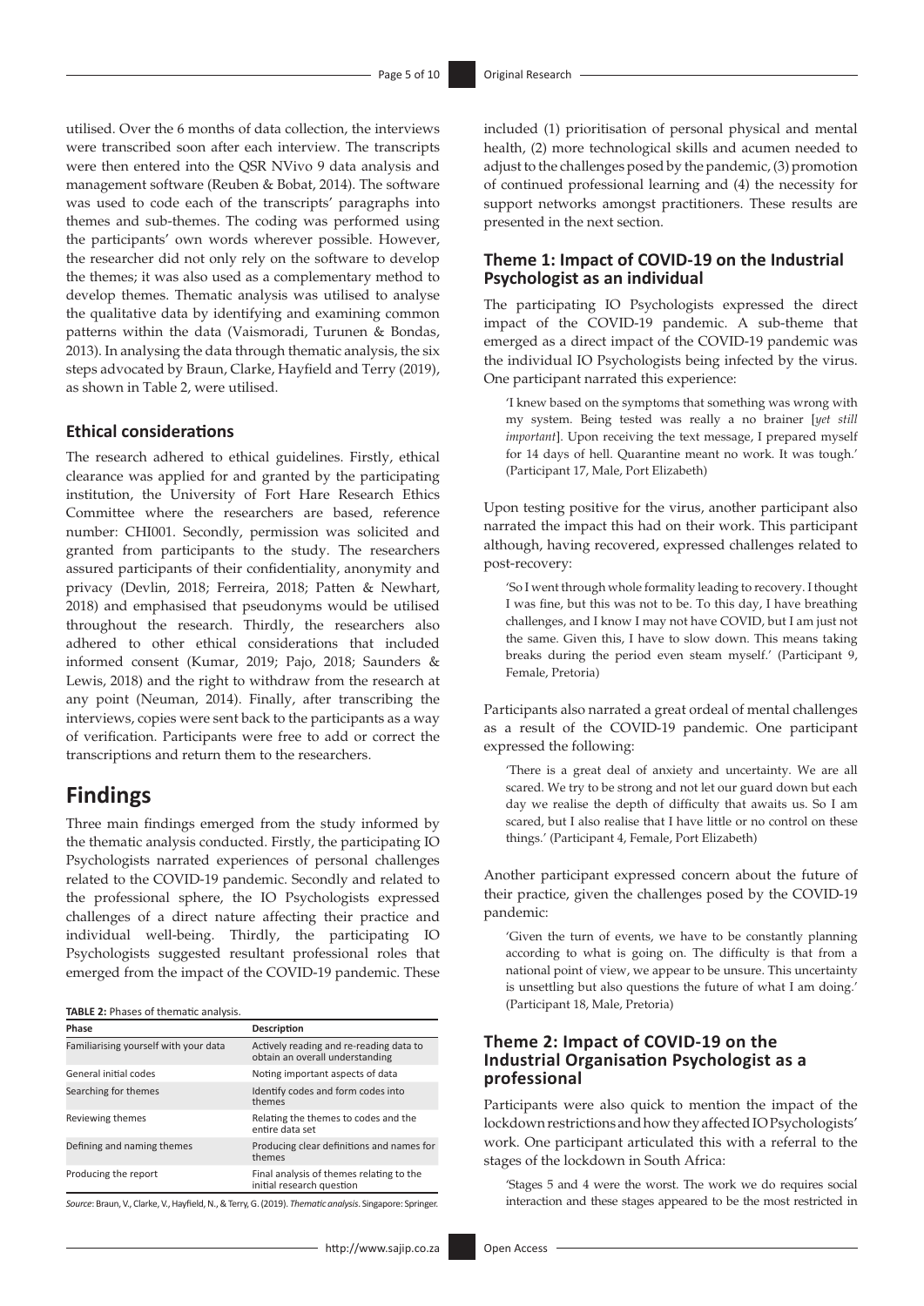utilised. Over the 6 months of data collection, the interviews were transcribed soon after each interview. The transcripts were then entered into the QSR NVivo 9 data analysis and management software (Reuben & Bobat, 2014). The software was used to code each of the transcripts' paragraphs into themes and sub-themes. The coding was performed using the participants' own words wherever possible. However, the researcher did not only rely on the software to develop the themes; it was also used as a complementary method to develop themes. Thematic analysis was utilised to analyse the qualitative data by identifying and examining common patterns within the data (Vaismoradi, Turunen & Bondas, 2013). In analysing the data through thematic analysis, the six steps advocated by Braun, Clarke, Hayfield and Terry (2019), as shown in Table 2, were utilised.

### Ethical considerations

The research adhered to ethical guidelines. Firstly, ethical clearance was applied for and granted by the participating institution, the University of Fort Hare Research Ethics Committee where the researchers are based, reference number: CHI001. Secondly, permission was solicited and granted from participants to the study. The researchers assured participants of their confidentiality, anonymity and privacy (Devlin, 2018; Ferreira, 2018; Patten & Newhart, 2018) and emphasised that pseudonyms would be utilised throughout the research. Thirdly, the researchers also adhered to other ethical considerations that included informed consent (Kumar, 2019; Pajo, 2018; Saunders & Lewis, 2018) and the right to withdraw from the research at any point (Neuman, 2014). Finally, after transcribing the interviews, copies were sent back to the participants as a way of verification. Participants were free to add or correct the transcriptions and return them to the researchers.

## Findings

Three main findings emerged from the study informed by the thematic analysis conducted. Firstly, the participating IO Psychologists narrated experiences of personal challenges related to the COVID-19 pandemic. Secondly and related to the professional sphere, the IO Psychologists expressed challenges of a direct nature affecting their practice and individual well-being. Thirdly, the participating IO Psychologists suggested resultant professional roles that emerged from the impact of the COVID-19 pandemic. These included (1) prioritisation of personal physical and mental health, (2) more technological skills and acumen needed to adjust to the challenges posed by the pandemic, (3) promotion of continued professional learning and (4) the necessity for support networks amongst practitioners. These results are presented in the next section.

**TABLE 2:** Phases of thematic analysis.

| Phase | Description |
|---|---|
| Familiarising yourself with your data | Actively reading and re-reading data to obtain an overall understanding |
| General initial codes | Noting important aspects of data |
| Searching for themes | Identify codes and form codes into themes |
| Reviewing themes | Relating the themes to codes and the entire data set |
| Defining and naming themes | Producing clear definitions and names for themes |
| Producing the report | Final analysis of themes relating to the initial research question |

*Source*: Braun, V., Clarke, V., Hayfield, N., & Terry, G. (2019). *Thematic analysis*. Singapore: Springer.

### Theme 1: Impact of COVID-19 on the Industrial Psychologist as an individual

The participating IO Psychologists expressed the direct impact of the COVID-19 pandemic. A sub-theme that emerged as a direct impact of the COVID-19 pandemic was the individual IO Psychologists being infected by the virus. One participant narrated this experience:

> 'I knew based on the symptoms that something was wrong with my system. Being tested was really a no brainer [*yet still important*]. Upon receiving the text message, I prepared myself for 14 days of hell. Quarantine meant no work. It was tough.' (Participant 17, Male, Port Elizabeth)

Upon testing positive for the virus, another participant also narrated the impact this had on their work. This participant although, having recovered, expressed challenges related to post-recovery:

> 'So I went through whole formality leading to recovery. I thought I was fine, but this was not to be. To this day, I have breathing challenges, and I know I may not have COVID, but I am just not the same. Given this, I have to slow down. This means taking breaks during the period even steam myself.' (Participant 9, Female, Pretoria)

Participants also narrated a great ordeal of mental challenges as a result of the COVID-19 pandemic. One participant expressed the following:

> 'There is a great deal of anxiety and uncertainty. We are all scared. We try to be strong and not let our guard down but each day we realise the depth of difficulty that awaits us. So I am scared, but I also realise that I have little or no control on these things.' (Participant 4, Female, Port Elizabeth)

Another participant expressed concern about the future of their practice, given the challenges posed by the COVID-19 pandemic:

> 'Given the turn of events, we have to be constantly planning according to what is going on. The difficulty is that from a national point of view, we appear to be unsure. This uncertainty is unsettling but also questions the future of what I am doing.' (Participant 18, Male, Pretoria)

### Theme 2: Impact of COVID-19 on the Industrial Organisation Psychologist as a professional

Participants were also quick to mention the impact of the lockdown restrictions and how they affected IO Psychologists' work. One participant articulated this with a referral to the stages of the lockdown in South Africa:

> 'Stages 5 and 4 were the worst. The work we do requires social interaction and these stages appeared to be the most restricted in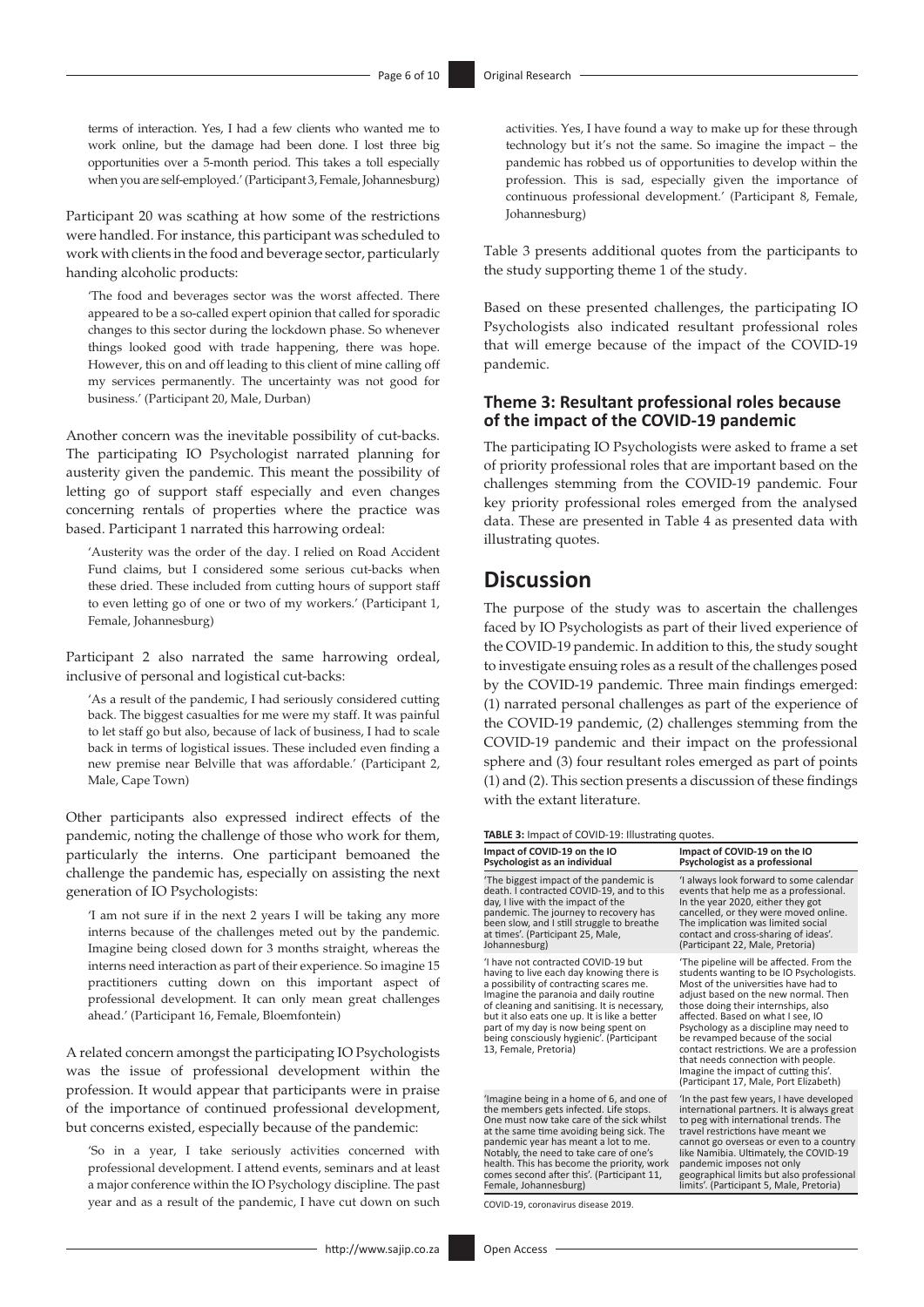terms of interaction. Yes, I had a few clients who wanted me to work online, but the damage had been done. I lost three big opportunities over a 5-month period. This takes a toll especially when you are self-employed.' (Participant 3, Female, Johannesburg)

Participant 20 was scathing at how some of the restrictions were handled. For instance, this participant was scheduled to work with clients in the food and beverage sector, particularly handing alcoholic products:

> 'The food and beverages sector was the worst affected. There appeared to be a so-called expert opinion that called for sporadic changes to this sector during the lockdown phase. So whenever things looked good with trade happening, there was hope. However, this on and off leading to this client of mine calling off my services permanently. The uncertainty was not good for business.' (Participant 20, Male, Durban)

Another concern was the inevitable possibility of cut-backs. The participating IO Psychologist narrated planning for austerity given the pandemic. This meant the possibility of letting go of support staff especially and even changes concerning rentals of properties where the practice was based. Participant 1 narrated this harrowing ordeal:

> 'Austerity was the order of the day. I relied on Road Accident Fund claims, but I considered some serious cut-backs when these dried. These included from cutting hours of support staff to even letting go of one or two of my workers.' (Participant 1, Female, Johannesburg)

Participant 2 also narrated the same harrowing ordeal, inclusive of personal and logistical cut-backs:

> 'As a result of the pandemic, I had seriously considered cutting back. The biggest casualties for me were my staff. It was painful to let staff go but also, because of lack of business, I had to scale back in terms of logistical issues. These included even finding a new premise near Belville that was affordable.' (Participant 2, Male, Cape Town)

Other participants also expressed indirect effects of the pandemic, noting the challenge of those who work for them, particularly the interns. One participant bemoaned the challenge the pandemic has, especially on assisting the next generation of IO Psychologists:

> 'I am not sure if in the next 2 years I will be taking any more interns because of the challenges meted out by the pandemic. Imagine being closed down for 3 months straight, whereas the interns need interaction as part of their experience. So imagine 15 practitioners cutting down on this important aspect of professional development. It can only mean great challenges ahead.' (Participant 16, Female, Bloemfontein)

A related concern amongst the participating IO Psychologists was the issue of professional development within the profession. It would appear that participants were in praise of the importance of continued professional development, but concerns existed, especially because of the pandemic:

> 'So in a year, I take seriously activities concerned with professional development. I attend events, seminars and at least a major conference within the IO Psychology discipline. The past year and as a result of the pandemic, I have cut down on such activities. Yes, I have found a way to make up for these through technology but it's not the same. So imagine the impact – the pandemic has robbed us of opportunities to develop within the profession. This is sad, especially given the importance of continuous professional development.' (Participant 8, Female, Johannesburg)

Table 3 presents additional quotes from the participants to the study supporting theme 1 of the study.

Based on these presented challenges, the participating IO Psychologists also indicated resultant professional roles that will emerge because of the impact of the COVID-19 pandemic.

### Theme 3: Resultant professional roles because of the impact of the COVID-19 pandemic

The participating IO Psychologists were asked to frame a set of priority professional roles that are important based on the challenges stemming from the COVID-19 pandemic. Four key priority professional roles emerged from the analysed data. These are presented in Table 4 as presented data with illustrating quotes.

## Discussion

The purpose of the study was to ascertain the challenges faced by IO Psychologists as part of their lived experience of the COVID-19 pandemic. In addition to this, the study sought to investigate ensuing roles as a result of the challenges posed by the COVID-19 pandemic. Three main findings emerged: (1) narrated personal challenges as part of the experience of the COVID-19 pandemic, (2) challenges stemming from the COVID-19 pandemic and their impact on the professional sphere and (3) four resultant roles emerged as part of points (1) and (2). This section presents a discussion of these findings with the extant literature.

**TABLE 3:** Impact of COVID-19: Illustrating quotes.

| Impact of COVID-19 on the IO Psychologist as an individual | Impact of COVID-19 on the IO Psychologist as a professional |
|---|---|
| 'The biggest impact of the pandemic is death. I contracted COVID-19, and to this day, I live with the impact of the pandemic. The journey to recovery has been slow, and I still struggle to breathe at times'. (Participant 25, Male, Johannesburg) | 'I always look forward to some calendar events that help me as a professional. In the year 2020, either they got cancelled, or they were moved online. The implication was limited social contact and cross-sharing of ideas'. (Participant 22, Male, Pretoria) |
| 'I have not contracted COVID-19 but having to live each day knowing there is a possibility of contracting scares me. Imagine the paranoia and daily routine of cleaning and sanitising. It is necessary, but it also eats one up. It is like a better part of my day is now being spent on being consciously hygienic'. (Participant 13, Female, Pretoria) | 'The pipeline will be affected. From the students wanting to be IO Psychologists. Most of the universities have had to adjust based on the new normal. Then those doing their internships, also affected. Based on what I see, IO Psychology as a discipline may need to be revamped because of the social contact restrictions. We are a profession that needs connection with people. Imagine the impact of cutting this'. (Participant 17, Male, Port Elizabeth) |
| 'Imagine being in a home of 6, and one of the members gets infected. Life stops. One must now take care of the sick whilst at the same time avoiding being sick. The pandemic year has meant a lot to me. Notably, the need to take care of one's health. This has become the priority, work comes second after this'. (Participant 11, Female, Johannesburg) | 'In the past few years, I have developed international partners. It is always great to peg with international trends. The travel restrictions have meant we cannot go overseas or even to a country like Namibia. Ultimately, the COVID-19 pandemic imposes not only geographical limits but also professional limits'. (Participant 5, Male, Pretoria) |

COVID-19, coronavirus disease 2019.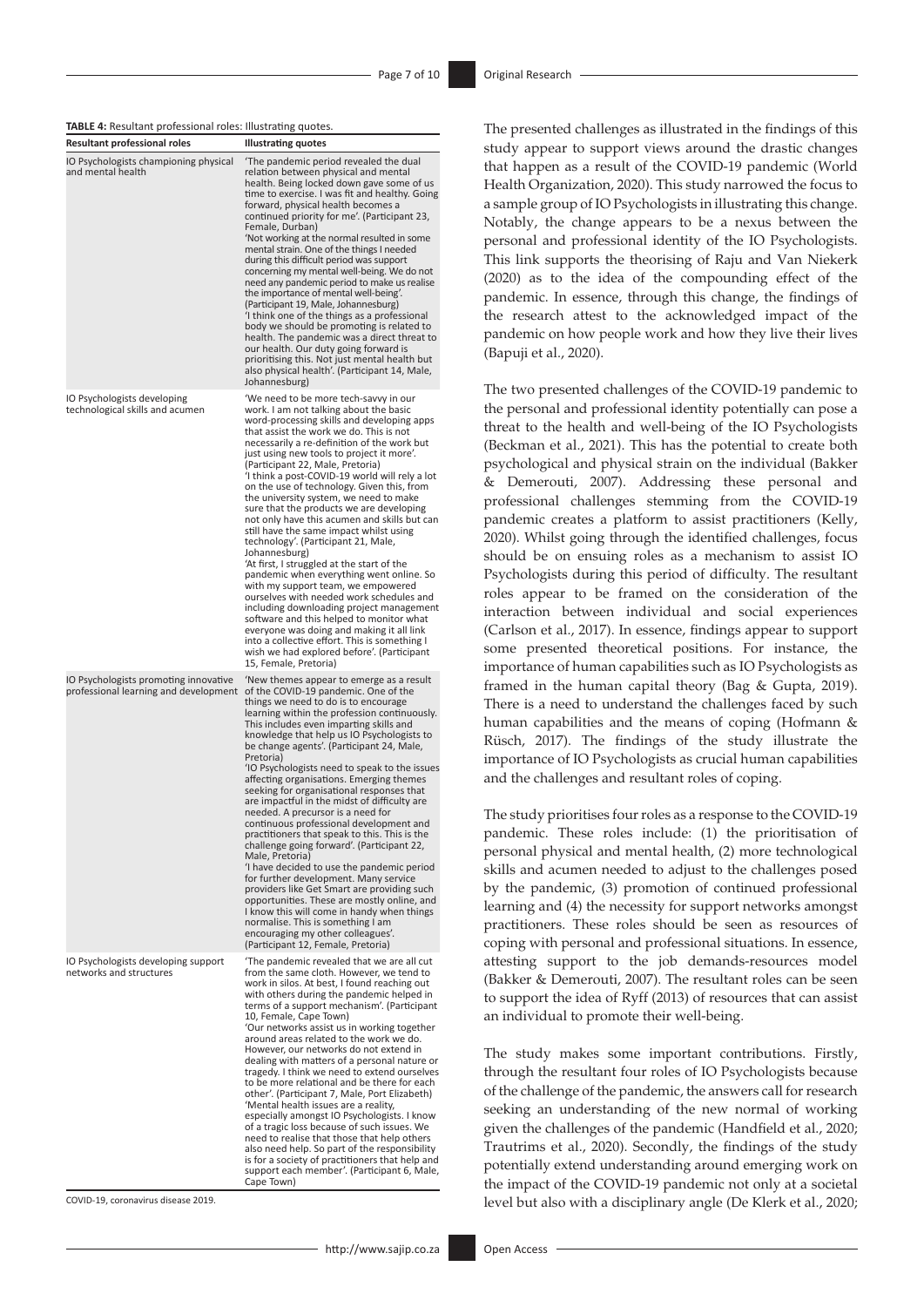**TABLE 4:** Resultant professional roles: Illustrating quotes.

| Resultant professional roles | Illustrating quotes |
|---|---|
| IO Psychologists championing physical and mental health | 'The pandemic period revealed the dual relation between physical and mental health. Being locked down gave some of us time to exercise. I was fit and healthy. Going forward, physical health becomes a continued priority for me'. (Participant 23, Female, Durban) 'Not working at the normal resulted in some mental strain. One of the things I needed during this difficult period was support concerning my mental well-being. We do not need any pandemic period to make us realise the importance of mental well-being'. (Participant 19, Male, Johannesburg) 'I think one of the things as a professional body we should be promoting is related to health. The pandemic was a direct threat to our health. Our duty going forward is prioritising this. Not just mental health but also physical health'. (Participant 14, Male, Johannesburg) |
| IO Psychologists developing technological skills and acumen | 'We need to be more tech-savvy in our work. I am not talking about the basic word-processing skills and developing apps that assist the work we do. This is not necessarily a re-definition of the work but just using new tools to project it more'. (Participant 22, Male, Pretoria) 'I think a post-COVID-19 world will rely a lot on the use of technology. Given this, from the university system, we need to make sure that the products we are developing not only have this acumen and skills but can still have the same impact whilst using technology'. (Participant 21, Male, Johannesburg) 'At first, I struggled at the start of the pandemic when everything went online. So with my support team, we empowered ourselves with needed work schedules and including downloading project management software and this helped to monitor what everyone was doing and making it all link into a collective effort. This is something I wish we had explored before'. (Participant 15, Female, Pretoria) |
| IO Psychologists promoting innovative professional learning and development | 'New themes appear to emerge as a result of the COVID-19 pandemic. One of the things we need to do is to encourage learning within the profession continuously. This includes even imparting skills and knowledge that help us IO Psychologists to be change agents'. (Participant 24, Male, Pretoria) 'IO Psychologists need to speak to the issues affecting organisations. Emerging themes seeking for organisational responses that are impactful in the midst of difficulty are needed. A precursor is a need for continuous professional development and practitioners that speak to this. This is the challenge going forward'. (Participant 22, Male, Pretoria) 'I have decided to use the pandemic period for further development. Many service providers like Get Smart are providing such opportunities. These are mostly online, and I know this will come in handy when things normalise. This is something I am encouraging my other colleagues'. (Participant 12, Female, Pretoria) |
| IO Psychologists developing support networks and structures | 'The pandemic revealed that we are all cut from the same cloth. However, we tend to work in silos. At best, I found reaching out with others during the pandemic helped in terms of a support mechanism'. (Participant 10, Female, Cape Town) 'Our networks assist us in working together around areas related to the work we do. However, our networks do not extend in dealing with matters of a personal nature or tragedy. I think we need to extend ourselves to be more relational and be there for each other'. (Participant 7, Male, Port Elizabeth) 'Mental health issues are a reality, especially amongst IO Psychologists. I know of a tragic loss because of such issues. We need to realise that those that help others also need help. So part of the responsibility is for a society of practitioners that help and support each member'. (Participant 6, Male, Cape Town) |

COVID-19, coronavirus disease 2019.

The presented challenges as illustrated in the findings of this study appear to support views around the drastic changes that happen as a result of the COVID-19 pandemic (World Health Organization, 2020). This study narrowed the focus to a sample group of IO Psychologists in illustrating this change. Notably, the change appears to be a nexus between the personal and professional identity of the IO Psychologists. This link supports the theorising of Raju and Van Niekerk (2020) as to the idea of the compounding effect of the pandemic. In essence, through this change, the findings of the research attest to the acknowledged impact of the pandemic on how people work and how they live their lives (Bapuji et al., 2020).

The two presented challenges of the COVID-19 pandemic to the personal and professional identity potentially can pose a threat to the health and well-being of the IO Psychologists (Beckman et al., 2021). This has the potential to create both psychological and physical strain on the individual (Bakker & Demerouti, 2007). Addressing these personal and professional challenges stemming from the COVID-19 pandemic creates a platform to assist practitioners (Kelly, 2020). Whilst going through the identified challenges, focus should be on ensuing roles as a mechanism to assist IO Psychologists during this period of difficulty. The resultant roles appear to be framed on the consideration of the interaction between individual and social experiences (Carlson et al., 2017). In essence, findings appear to support some presented theoretical positions. For instance, the importance of human capabilities such as IO Psychologists as framed in the human capital theory (Bag & Gupta, 2019). There is a need to understand the challenges faced by such human capabilities and the means of coping (Hofmann & Rüsch, 2017). The findings of the study illustrate the importance of IO Psychologists as crucial human capabilities and the challenges and resultant roles of coping.

The study prioritises four roles as a response to the COVID-19 pandemic. These roles include: (1) the prioritisation of personal physical and mental health, (2) more technological skills and acumen needed to adjust to the challenges posed by the pandemic, (3) promotion of continued professional learning and (4) the necessity for support networks amongst practitioners. These roles should be seen as resources of coping with personal and professional situations. In essence, attesting support to the job demands-resources model (Bakker & Demerouti, 2007). The resultant roles can be seen to support the idea of Ryff (2013) of resources that can assist an individual to promote their well-being.

The study makes some important contributions. Firstly, through the resultant four roles of IO Psychologists because of the challenge of the pandemic, the answers call for research seeking an understanding of the new normal of working given the challenges of the pandemic (Handfield et al., 2020; Trautrims et al., 2020). Secondly, the findings of the study potentially extend understanding around emerging work on the impact of the COVID-19 pandemic not only at a societal level but also with a disciplinary angle (De Klerk et al., 2020;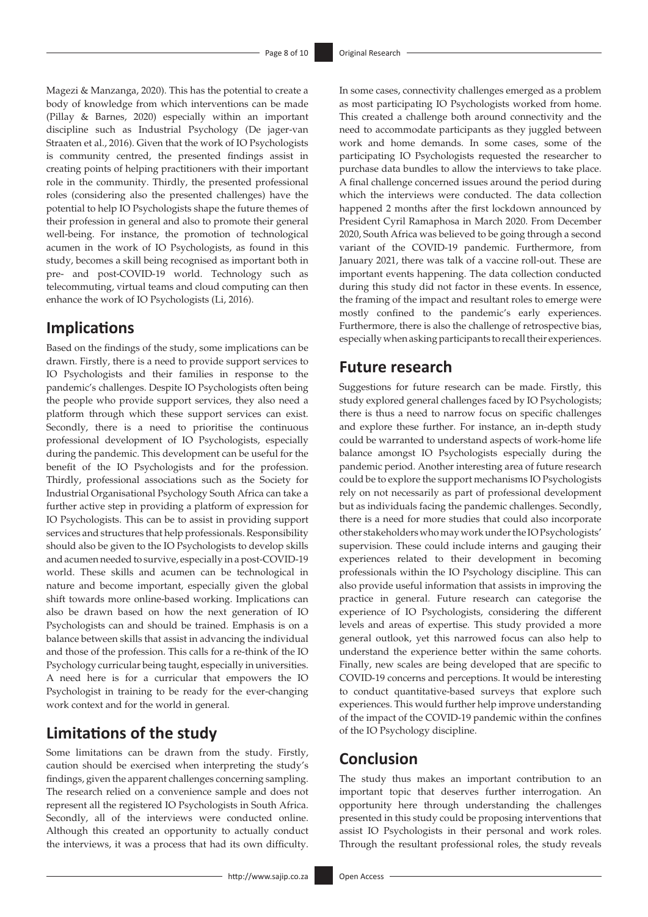Magezi & Manzanga, 2020). This has the potential to create a body of knowledge from which interventions can be made (Pillay & Barnes, 2020) especially within an important discipline such as Industrial Psychology (De jager-van Straaten et al., 2016). Given that the work of IO Psychologists is community centred, the presented findings assist in creating points of helping practitioners with their important role in the community. Thirdly, the presented professional roles (considering also the presented challenges) have the potential to help IO Psychologists shape the future themes of their profession in general and also to promote their general well-being. For instance, the promotion of technological acumen in the work of IO Psychologists, as found in this study, becomes a skill being recognised as important both in pre- and post-COVID-19 world. Technology such as telecommuting, virtual teams and cloud computing can then enhance the work of IO Psychologists (Li, 2016).

## Implications

Based on the findings of the study, some implications can be drawn. Firstly, there is a need to provide support services to IO Psychologists and their families in response to the pandemic's challenges. Despite IO Psychologists often being the people who provide support services, they also need a platform through which these support services can exist. Secondly, there is a need to prioritise the continuous professional development of IO Psychologists, especially during the pandemic. This development can be useful for the benefit of the IO Psychologists and for the profession. Thirdly, professional associations such as the Society for Industrial Organisational Psychology South Africa can take a further active step in providing a platform of expression for IO Psychologists. This can be to assist in providing support services and structures that help professionals. Responsibility should also be given to the IO Psychologists to develop skills and acumen needed to survive, especially in a post-COVID-19 world. These skills and acumen can be technological in nature and become important, especially given the global shift towards more online-based working. Implications can also be drawn based on how the next generation of IO Psychologists can and should be trained. Emphasis is on a balance between skills that assist in advancing the individual and those of the profession. This calls for a re-think of the IO Psychology curricular being taught, especially in universities. A need here is for a curricular that empowers the IO Psychologist in training to be ready for the ever-changing work context and for the world in general.

## Limitations of the study

Some limitations can be drawn from the study. Firstly, caution should be exercised when interpreting the study's findings, given the apparent challenges concerning sampling. The research relied on a convenience sample and does not represent all the registered IO Psychologists in South Africa. Secondly, all of the interviews were conducted online. Although this created an opportunity to actually conduct the interviews, it was a process that had its own difficulty. In some cases, connectivity challenges emerged as a problem as most participating IO Psychologists worked from home. This created a challenge both around connectivity and the need to accommodate participants as they juggled between work and home demands. In some cases, some of the participating IO Psychologists requested the researcher to purchase data bundles to allow the interviews to take place. A final challenge concerned issues around the period during which the interviews were conducted. The data collection happened 2 months after the first lockdown announced by President Cyril Ramaphosa in March 2020. From December 2020, South Africa was believed to be going through a second variant of the COVID-19 pandemic. Furthermore, from January 2021, there was talk of a vaccine roll-out. These are important events happening. The data collection conducted during this study did not factor in these events. In essence, the framing of the impact and resultant roles to emerge were mostly confined to the pandemic's early experiences. Furthermore, there is also the challenge of retrospective bias, especially when asking participants to recall their experiences.

## Future research

Suggestions for future research can be made. Firstly, this study explored general challenges faced by IO Psychologists; there is thus a need to narrow focus on specific challenges and explore these further. For instance, an in-depth study could be warranted to understand aspects of work-home life balance amongst IO Psychologists especially during the pandemic period. Another interesting area of future research could be to explore the support mechanisms IO Psychologists rely on not necessarily as part of professional development but as individuals facing the pandemic challenges. Secondly, there is a need for more studies that could also incorporate other stakeholders who may work under the IO Psychologists' supervision. These could include interns and gauging their experiences related to their development in becoming professionals within the IO Psychology discipline. This can also provide useful information that assists in improving the practice in general. Future research can categorise the experience of IO Psychologists, considering the different levels and areas of expertise. This study provided a more general outlook, yet this narrowed focus can also help to understand the experience better within the same cohorts. Finally, new scales are being developed that are specific to COVID-19 concerns and perceptions. It would be interesting to conduct quantitative-based surveys that explore such experiences. This would further help improve understanding of the impact of the COVID-19 pandemic within the confines of the IO Psychology discipline.

## Conclusion

The study thus makes an important contribution to an important topic that deserves further interrogation. An opportunity here through understanding the challenges presented in this study could be proposing interventions that assist IO Psychologists in their personal and work roles. Through the resultant professional roles, the study reveals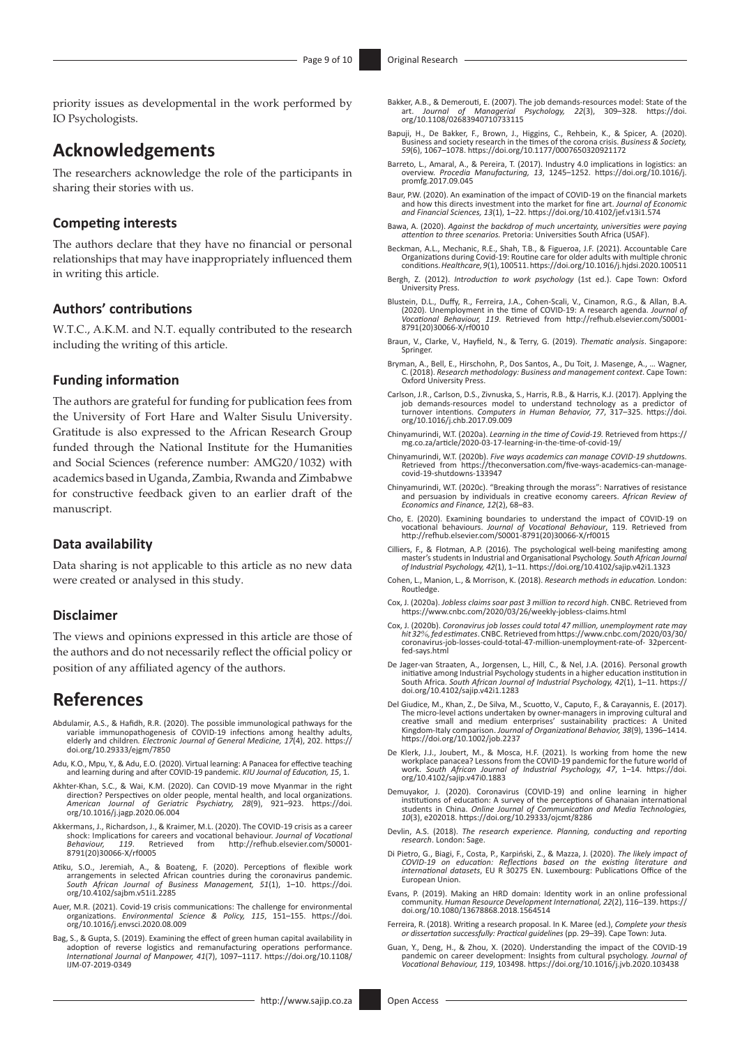priority issues as developmental in the work performed by IO Psychologists.

## Acknowledgements

The researchers acknowledge the role of the participants in sharing their stories with us.

### Competing interests

The authors declare that they have no financial or personal relationships that may have inappropriately influenced them in writing this article.

### Authors' contributions

W.T.C., A.K.M. and N.T. equally contributed to the research including the writing of this article.

### Funding information

The authors are grateful for funding for publication fees from the University of Fort Hare and Walter Sisulu University. Gratitude is also expressed to the African Research Group funded through the National Institute for the Humanities and Social Sciences (reference number: AMG20/1032) with academics based in Uganda, Zambia, Rwanda and Zimbabwe for constructive feedback given to an earlier draft of the manuscript.

### Data availability

Data sharing is not applicable to this article as no new data were created or analysed in this study.

### Disclaimer

The views and opinions expressed in this article are those of the authors and do not necessarily reflect the official policy or position of any affiliated agency of the authors.

## References

Abdulamir, A.S., & Hafidh, R.R. (2020). The possible immunological pathways for the variable immunopathogenesis of COVID-19 infections among healthy adults, elderly and children. *Electronic Journal of General Medicine, 17*(4), 202. https://doi.org/10.29333/ejgm/7850

Adu, K.O., Mpu, Y., & Adu, E.O. (2020). Virtual learning: A Panacea for effective teaching and learning during and after COVID-19 pandemic. *KIU Journal of Education, 15*, 1.

Akhter-Khan, S.C., & Wai, K.M. (2020). Can COVID-19 move Myanmar in the right direction? Perspectives on older people, mental health, and local organizations. *American Journal of Geriatric Psychiatry, 28*(9), 921–923. https://doi.org/10.1016/j.jagp.2020.06.004

Akkermans, J., Richardson, J., & Kraimer, M.L. (2020). The COVID-19 crisis as a career shock: Implications for careers and vocational behaviour. *Journal of Vocational Behaviour, 119*. Retrieved from http://refhub.elsevier.com/S0001-8791(20)30066-X/rf0005

Atiku, S.O., Jeremiah, A., & Boateng, F. (2020). Perceptions of flexible work arrangements in selected African countries during the coronavirus pandemic. *South African Journal of Business Management, 51*(1), 1–10. https://doi.org/10.4102/sajbm.v51i1.2285

Auer, M.R. (2021). Covid-19 crisis communications: The challenge for environmental organizations. *Environmental Science & Policy, 115*, 151–155. https://doi.org/10.1016/j.envsci.2020.08.009

Bag, S., & Gupta, S. (2019). Examining the effect of green human capital availability in adoption of reverse logistics and remanufacturing operations performance. *International Journal of Manpower, 41*(7), 1097–1117. https://doi.org/10.1108/IJM-07-2019-0349

Bakker, A.B., & Demerouti, E. (2007). The job demands-resources model: State of the art. *Journal of Managerial Psychology, 22*(3), 309–328. https://doi.org/10.1108/02683940710733115

Bapuji, H., De Bakker, F., Brown, J., Higgins, C., Rehbein, K., & Spicer, A. (2020). Business and society research in the times of the corona crisis. *Business & Society, 59*(6), 1067–1078. https://doi.org/10.1177/0007650320921172

Barreto, L., Amaral, A., & Pereira, T. (2017). Industry 4.0 implications in logistics: an overview. *Procedia Manufacturing, 13*, 1245–1252. https://doi.org/10.1016/j.promfg.2017.09.045

Baur, P.W. (2020). An examination of the impact of COVID-19 on the financial markets and how this directs investment into the market for fine art. *Journal of Economic and Financial Sciences, 13*(1), 1–22. https://doi.org/10.4102/jef.v13i1.574

Bawa, A. (2020). *Against the backdrop of much uncertainty, universities were paying attention to three scenarios.* Pretoria: Universities South Africa (USAF).

Beckman, A.L., Mechanic, R.E., Shah, T.B., & Figueroa, J.F. (2021). Accountable Care Organizations during Covid-19: Routine care for older adults with multiple chronic conditions. *Healthcare, 9*(1), 100511. https://doi.org/10.1016/j.hjdsi.2020.100511

Bergh, Z. (2012). *Introduction to work psychology* (1st ed.). Cape Town: Oxford University Press.

Blustein, D.L., Duffy, R., Ferreira, J.A., Cohen-Scali, V., Cinamon, R.G., & Allan, B.A. (2020). Unemployment in the time of COVID-19: A research agenda. *Journal of Vocational Behaviour, 119*. Retrieved from http://refhub.elsevier.com/S0001-8791(20)30066-X/rf0010

Braun, V., Clarke, V., Hayfield, N., & Terry, G. (2019). *Thematic analysis*. Singapore: Springer.

Bryman, A., Bell, E., Hirschohn, P., Dos Santos, A., Du Toit, J. Masenge, A., … Wagner, C. (2018). *Research methodology: Business and management context*. Cape Town: Oxford University Press.

Carlson, J.R., Carlson, D.S., Zivnuska, S., Harris, R.B., & Harris, K.J. (2017). Applying the job demands-resources model to understand technology as a predictor of turnover intentions. *Computers in Human Behavior, 77*, 317–325. https://doi.org/10.1016/j.chb.2017.09.009

Chinyamurindi, W.T. (2020a). *Learning in the time of Covid-19.* Retrieved from https://mg.co.za/article/2020-03-17-learning-in-the-time-of-covid-19/

Chinyamurindi, W.T. (2020b). *Five ways academics can manage COVID-19 shutdowns*. Retrieved from https://theconversation.com/five-ways-academics-can-manage-covid-19-shutdowns-133947

Chinyamurindi, W.T. (2020c). "Breaking through the morass": Narratives of resistance and persuasion by individuals in creative economy careers. *African Review of Economics and Finance, 12*(2), 68–83.

Cho, E. (2020). Examining boundaries to understand the impact of COVID-19 on vocational behaviours. *Journal of Vocational Behaviour*, 119. Retrieved from http://refhub.elsevier.com/S0001-8791(20)30066-X/rf0015

Cilliers, F., & Flotman, A.P. (2016). The psychological well-being manifesting among master's students in Industrial and Organisational Psychology. *South African Journal of Industrial Psychology, 42*(1), 1–11. https://doi.org/10.4102/sajip.v42i1.1323

Cohen, L., Manion, L., & Morrison, K. (2018). *Research methods in education.* London: Routledge.

Cox, J. (2020a). *Jobless claims soar past 3 million to record high*. CNBC. Retrieved from https://www.cnbc.com/2020/03/26/weekly-jobless-claims.html

Cox, J. (2020b). *Coronavirus job losses could total 47 million, unemployment rate may hit 32%, fed estimates*. CNBC. Retrieved from https://www.cnbc.com/2020/03/30/coronavirus-job-losses-could-total-47-million-unemployment-rate-of- 32percent-fed-says.html

De Jager-van Straaten, A., Jorgensen, L., Hill, C., & Nel, J.A. (2016). Personal growth initiative among Industrial Psychology students in a higher education institution in South Africa. *South African Journal of Industrial Psychology, 42*(1), 1–11. https://doi.org/10.4102/sajip.v42i1.1283

Del Giudice, M., Khan, Z., De Silva, M., Scuotto, V., Caputo, F., & Carayannis, E. (2017). The micro-level actions undertaken by owner-managers in improving cultural and creative small and medium enterprises' sustainability practices: A United Kingdom-Italy comparison. *Journal of Organizational Behavior, 38*(9), 1396–1414. https://doi.org/10.1002/job.2237

De Klerk, J.J., Joubert, M., & Mosca, H.F. (2021). Is working from home the new workplace panacea? Lessons from the COVID-19 pandemic for the future world of work. *South African Journal of Industrial Psychology, 47*, 1–14. https://doi.org/10.4102/sajip.v47i0.1883

Demuyakor, J. (2020). Coronavirus (COVID-19) and online learning in higher institutions of education: A survey of the perceptions of Ghanaian international students in China. *Online Journal of Communication and Media Technologies, 10*(3), e202018. https://doi.org/10.29333/ojcmt/8286

Devlin, A.S. (2018). *The research experience. Planning, conducting and reporting research*. London: Sage.

Di Pietro, G., Biagi, F., Costa, P., Karpiński, Z., & Mazza, J. (2020). *The likely impact of COVID-19 on education: Reflections based on the existing literature and international datasets*, EU R 30275 EN. Luxembourg: Publications Office of the European Union.

Evans, P. (2019). Making an HRD domain: Identity work in an online professional community. *Human Resource Development International, 22*(2), 116–139. https://doi.org/10.1080/13678868.2018.1564514

Ferreira, R. (2018). Writing a research proposal. In K. Maree (ed.), *Complete your thesis or dissertation successfully: Practical guidelines* (pp. 29–39). Cape Town: Juta.

Guan, Y., Deng, H., & Zhou, X. (2020). Understanding the impact of the COVID-19 pandemic on career development: Insights from cultural psychology. *Journal of Vocational Behaviour, 119*, 103498. https://doi.org/10.1016/j.jvb.2020.103438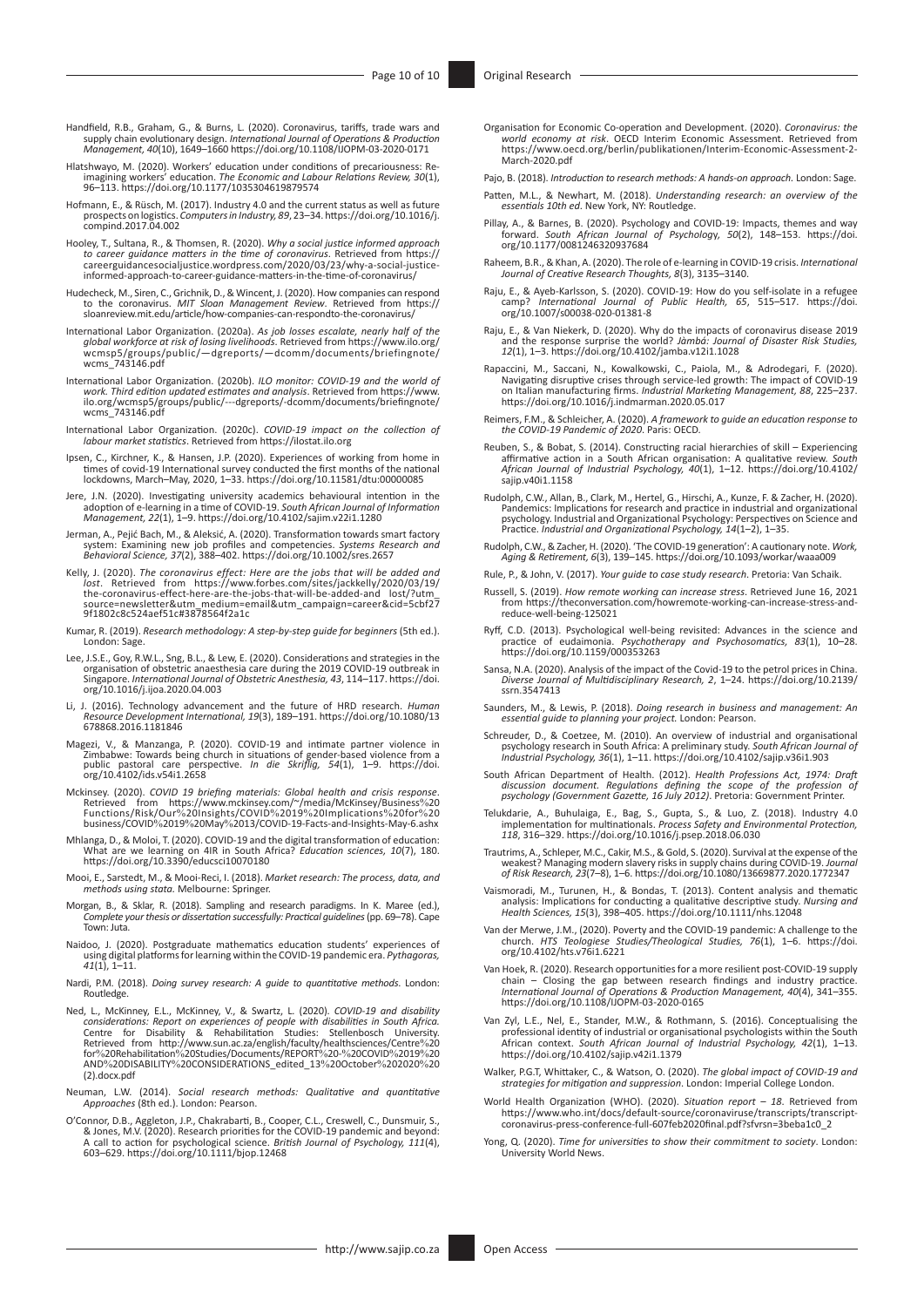Handfield, R.B., Graham, G., & Burns, L. (2020). Coronavirus, tariffs, trade wars and supply chain evolutionary design. *International Journal of Operations & Production Management, 40*(10), 1649–1660 https://doi.org/10.1108/IJOPM-03-2020-0171

Hlatshwayo, M. (2020). Workers' education under conditions of precariousness: Re-imagining workers' education. *The Economic and Labour Relations Review, 30*(1), 96–113. https://doi.org/10.1177/1035304619879574

Hofmann, E., & Rüsch, M. (2017). Industry 4.0 and the current status as well as future prospects on logistics. *Computers in Industry, 89*, 23–34. https://doi.org/10.1016/j.compind.2017.04.002

Hooley, T., Sultana, R., & Thomsen, R. (2020). *Why a social justice informed approach to career guidance matters in the time of coronavirus*. Retrieved from https://careerguidancesocialjustice.wordpress.com/2020/03/23/why-a-social-justice-informed-approach-to-career-guidance-matters-in-the-time-of-coronavirus/

Hudecheck, M., Siren, C., Grichnik, D., & Wincent, J. (2020). How companies can respond to the coronavirus. *MIT Sloan Management Review*. Retrieved from https://sloanreview.mit.edu/article/how-companies-can-respondto-the-coronavirus/

International Labor Organization. (2020a). *As job losses escalate, nearly half of the global workforce at risk of losing livelihoods*. Retrieved from https://www.ilo.org/wcmsp5/groups/public/—dgreports/—dcomm/documents/briefingnote/wcms_743146.pdf

International Labor Organization. (2020b). *ILO monitor: COVID-19 and the world of work. Third edition updated estimates and analysis*. Retrieved from https://www.ilo.org/wcmsp5/groups/public/---dgreports/-dcomm/documents/briefingnote/wcms_743146.pdf

International Labor Organization. (2020c). *COVID-19 impact on the collection of labour market statistics*. Retrieved from https://ilostat.ilo.org

Ipsen, C., Kirchner, K., & Hansen, J.P. (2020). Experiences of working from home in times of covid-19 International survey conducted the first months of the national lockdowns, March–May, 2020, 1–33. https://doi.org/10.11581/dtu:00000085

Jere, J.N. (2020). Investigating university academics behavioural intention in the adoption of e-learning in a time of COVID-19. *South African Journal of Information Management, 22*(1), 1–9. https://doi.org/10.4102/sajim.v22i1.1280

Jerman, A., Pejić Bach, M., & Aleksić, A. (2020). Transformation towards smart factory system: Examining new job profiles and competencies. *Systems Research and Behavioral Science, 37*(2), 388–402. https://doi.org/10.1002/sres.2657

Kelly, J. (2020). *The coronavirus effect: Here are the jobs that will be added and lost*. Retrieved from https://www.forbes.com/sites/jackkelly/2020/03/19/the-coronavirus-effect-here-are-the-jobs-that-will-be-added-and lost/?utm_source=newsletter&utm_medium=email&utm_campaign=career&cid=5cbf279f1802c8c524aef51c#3878564f2a1c

Kumar, R. (2019). *Research methodology: A step-by-step guide for beginners* (5th ed.). London: Sage.

Lee, J.S.E., Goy, R.W.L., Sng, B.L., & Lew, E. (2020). Considerations and strategies in the organisation of obstetric anaesthesia care during the 2019 COVID-19 outbreak in Singapore. *International Journal of Obstetric Anesthesia, 43*, 114–117. https://doi.org/10.1016/j.ijoa.2020.04.003

Li, J. (2016). Technology advancement and the future of HRD research. *Human Resource Development International, 19*(3), 189–191. https://doi.org/10.1080/13678868.2016.1181846

Magezi, V., & Manzanga, P. (2020). COVID-19 and intimate partner violence in Zimbabwe: Towards being church in situations of gender-based violence from a public pastoral care perspective. *In die Skriflig, 54*(1), 1–9. https://doi.org/10.4102/ids.v54i1.2658

Mckinsey. (2020). *COVID 19 briefing materials: Global health and crisis response*. Retrieved from https://www.mckinsey.com/~/media/McKinsey/Business%20Functions/Risk/Our%20Insights/COVID%2019%20Implications%20for%20business/COVID%2019%20May%2013/COVID-19-Facts-and-Insights-May-6.ashx

Mhlanga, D., & Moloi, T. (2020). COVID-19 and the digital transformation of education: What are we learning on 4IR in South Africa? *Education sciences, 10*(7), 180. https://doi.org/10.3390/educsci10070180

Mooi, E., Sarstedt, M., & Mooi-Reci, I. (2018). *Market research: The process, data, and methods using stata*. Melbourne: Springer.

Morgan, B., & Sklar, R. (2018). Sampling and research paradigms. In K. Maree (ed.), *Complete your thesis or dissertation successfully: Practical guidelines* (pp. 69–78). Cape Town: Juta.

Naidoo, J. (2020). Postgraduate mathematics education students' experiences of using digital platforms for learning within the COVID-19 pandemic era. *Pythagoras, 41*(1), 1–11.

Nardi, P.M. (2018). *Doing survey research: A guide to quantitative methods*. London: Routledge.

Ned, L., McKinney, E.L., McKinney, V., & Swartz, L. (2020). *COVID-19 and disability considerations: Report on experiences of people with disabilities in South Africa*. Centre for Disability & Rehabilitation Studies: Stellenbosch University. Retrieved from http://www.sun.ac.za/english/faculty/healthsciences/Centre%20for%20Rehabilitation%20Studies/Documents/REPORT%20-%20COVID%2019%20AND%20DISABILITY%20CONSIDERATIONS_edited_13%20October%202020%20(2).docx.pdf

Neuman, L.W. (2014). *Social research methods: Qualitative and quantitative Approaches* (8th ed.). London: Pearson.

O'Connor, D.B., Aggleton, J.P., Chakrabarti, B., Cooper, C.L., Creswell, C., Dunsmuir, S., & Jones, M.V. (2020). Research priorities for the COVID-19 pandemic and beyond: A call to action for psychological science. *British Journal of Psychology, 111*(4), 603–629. https://doi.org/10.1111/bjop.12468

Organisation for Economic Co-operation and Development. (2020). *Coronavirus: the world economy at risk*. OECD Interim Economic Assessment. Retrieved from https://www.oecd.org/berlin/publikationen/Interim-Economic-Assessment-2-March-2020.pdf

Pajo, B. (2018). *Introduction to research methods: A hands-on approach*. London: Sage.

Patten, M.L., & Newhart, M. (2018). *Understanding research: an overview of the essentials 10th ed*. New York, NY: Routledge.

Pillay, A., & Barnes, B. (2020). Psychology and COVID-19: Impacts, themes and way forward. *South African Journal of Psychology, 50*(2), 148–153. https://doi.org/10.1177/0081246320937684

Raheem, B.R., & Khan, A. (2020). The role of e-learning in COVID-19 crisis. *International Journal of Creative Research Thoughts, 8*(3), 3135–3140.

Raju, E., & Ayeb-Karlsson, S. (2020). COVID-19: How do you self-isolate in a refugee camp? *International Journal of Public Health, 65*, 515–517. https://doi.org/10.1007/s00038-020-01381-8

Raju, E., & Van Niekerk, D. (2020). Why do the impacts of coronavirus disease 2019 and the response surprise the world? *Jàmbá: Journal of Disaster Risk Studies, 12*(1), 1–3. https://doi.org/10.4102/jamba.v12i1.1028

Rapaccini, M., Saccani, N., Kowalkowski, C., Paiola, M., & Adrodegari, F. (2020). Navigating disruptive crises through service-led growth: The impact of COVID-19 on Italian manufacturing firms. *Industrial Marketing Management, 88*, 225–237. https://doi.org/10.1016/j.indmarman.2020.05.017

Reimers, F.M., & Schleicher, A. (2020). *A framework to guide an education response to the COVID-19 Pandemic of 2020*. Paris: OECD.

Reuben, S., & Bobat, S. (2014). Constructing racial hierarchies of skill – Experiencing affirmative action in a South African organisation: A qualitative review. *South African Journal of Industrial Psychology, 40*(1), 1–12. https://doi.org/10.4102/sajip.v40i1.1158

Rudolph, C.W., Allan, B., Clark, M., Hertel, G., Hirschi, A., Kunze, F. & Zacher, H. (2020). Pandemics: Implications for research and practice in industrial and organizational psychology. Industrial and Organizational Psychology: Perspectives on Science and Practice. *Industrial and Organizational Psychology, 14*(1–2), 1–35.

Rudolph, C.W., & Zacher, H. (2020). 'The COVID-19 generation': A cautionary note. *Work, Aging & Retirement, 6*(3), 139–145. https://doi.org/10.1093/workar/waaa009

Rule, P., & John, V. (2017). *Your guide to case study research*. Pretoria: Van Schaik.

Russell, S. (2019). *How remote working can increase stress*. Retrieved June 16, 2021 from https://theconversation.com/howremote-working-can-increase-stress-and-reduce-well-being-125021

Ryff, C.D. (2013). Psychological well-being revisited: Advances in the science and practice of eudaimonia. *Psychotherapy and Psychosomatics, 83*(1), 10–28. https://doi.org/10.1159/000353263

Sansa, N.A. (2020). Analysis of the impact of the Covid-19 to the petrol prices in China. *Diverse Journal of Multidisciplinary Research, 2*, 1–24. https://doi.org/10.2139/ssrn.3547413

Saunders, M., & Lewis, P. (2018). *Doing research in business and management: An essential guide to planning your project*. London: Pearson.

Schreuder, D., & Coetzee, M. (2010). An overview of industrial and organisational psychology research in South Africa: A preliminary study. *South African Journal of Industrial Psychology, 36*(1), 1–11. https://doi.org/10.4102/sajip.v36i1.903

South African Department of Health. (2012). *Health Professions Act, 1974: Draft discussion document. Regulations defining the scope of the profession of psychology (Government Gazette, 16 July 2012)*. Pretoria: Government Printer.

Telukdarie, A., Buhulaiga, E., Bag, S., Gupta, S., & Luo, Z. (2018). Industry 4.0 implementation for multinationals. *Process Safety and Environmental Protection, 118*, 316–329. https://doi.org/10.1016/j.psep.2018.06.030

Trautrims, A., Schleper, M.C., Cakir, M.S., & Gold, S. (2020). Survival at the expense of the weakest? Managing modern slavery risks in supply chains during COVID-19. *Journal of Risk Research, 23*(7–8), 1–6. https://doi.org/10.1080/13669877.2020.1772347

Vaismoradi, M., Turunen, H., & Bondas, T. (2013). Content analysis and thematic analysis: Implications for conducting a qualitative descriptive study. *Nursing and Health Sciences, 15*(3), 398–405. https://doi.org/10.1111/nhs.12048

Van der Merwe, J.M., (2020). Poverty and the COVID-19 pandemic: A challenge to the church. *HTS Teologiese Studies/Theological Studies, 76*(1), 1–6. https://doi.org/10.4102/hts.v76i1.6221

Van Hoek, R. (2020). Research opportunities for a more resilient post-COVID-19 supply chain – Closing the gap between research findings and industry practice. *International Journal of Operations & Production Management, 40*(4), 341–355. https://doi.org/10.1108/IJOPM-03-2020-0165

Van Zyl, L.E., Nel, E., Stander, M.W., & Rothmann, S. (2016). Conceptualising the professional identity of industrial or organisational psychologists within the South African context. *South African Journal of Industrial Psychology, 42*(1), 1–13. https://doi.org/10.4102/sajip.v42i1.1379

Walker, P.G.T, Whittaker, C., & Watson, O. (2020). *The global impact of COVID-19 and strategies for mitigation and suppression*. London: Imperial College London.

World Health Organization (WHO). (2020). *Situation report – 18*. Retrieved from https://www.who.int/docs/default-source/coronaviruse/transcripts/transcript-coronavirus-press-conference-full-607feb2020final.pdf?sfvrsn=3beba1c0_2

Yong, Q. (2020). *Time for universities to show their commitment to society*. London: University World News.